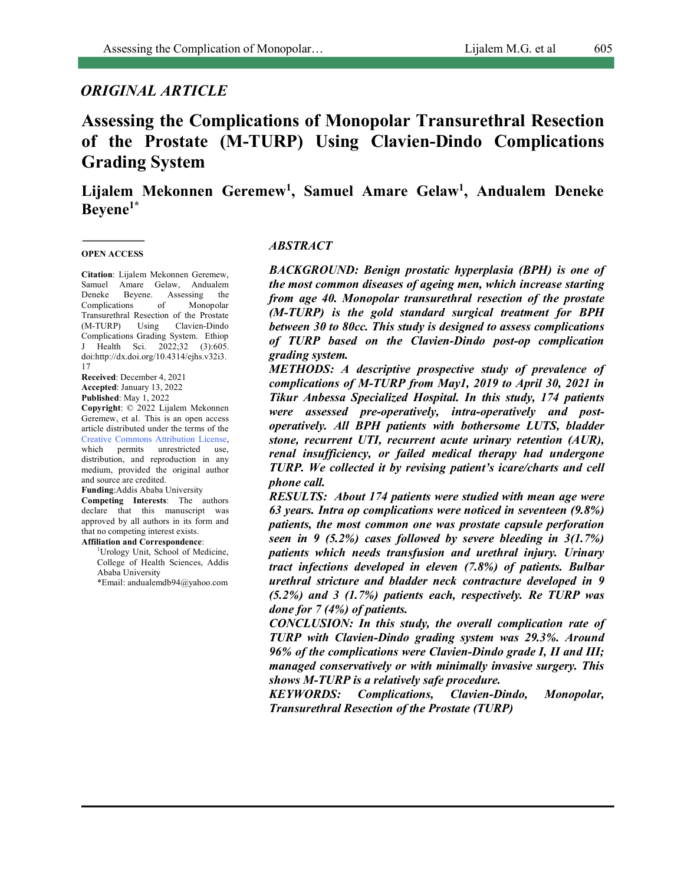*ORIGINAL ARTICLE*

# Assessing the Complications of Monopolar Transurethral Resection of the Prostate (M-TURP) Using Clavien-Dindo Complications Grading System

## Lijalem Mekonnen Geremew[1], Samuel Amare Gelaw[1], Andualem Deneke Beyene[1*]

**OPEN ACCESS**

**Citation**: Lijalem Mekonnen Geremew, Samuel Amare Gelaw, Andualem Deneke Beyene. Assessing the Complications of Monopolar Transurethral Resection of the Prostate (M-TURP) Using Clavien-Dindo Complications Grading System. Ethiop J Health Sci. 2022;32 (3):605. doi:http://dx.doi.org/10.4314/ejhs.v32i3.17

**Received**: December 4, 2021

**Accepted**: January 13, 2022

**Published**: May 1, 2022

**Copyright**: © 2022 Lijalem Mekonnen Geremew, et al. This is an open access article distributed under the terms of the Creative Commons Attribution License, which permits unrestricted use, distribution, and reproduction in any medium, provided the original author and source are credited.

**Funding**: Addis Ababa University

**Competing Interests**: The authors declare that this manuscript was approved by all authors in its form and that no competing interest exists.

**Affiliation and Correspondence**:

[1]Urology Unit, School of Medicine, College of Health Sciences, Addis Ababa University

*Email: andualemdb94@yahoo.com

### *ABSTRACT*

***BACKGROUND: Benign prostatic hyperplasia (BPH) is one of the most common diseases of ageing men, which increase starting from age 40. Monopolar transurethral resection of the prostate (M-TURP) is the gold standard surgical treatment for BPH between 30 to 80cc. This study is designed to assess complications of TURP based on the Clavien-Dindo post-op complication grading system.***

***METHODS: A descriptive prospective study of prevalence of complications of M-TURP from May1, 2019 to April 30, 2021 in Tikur Anbessa Specialized Hospital. In this study, 174 patients were assessed pre-operatively, intra-operatively and post-operatively. All BPH patients with bothersome LUTS, bladder stone, recurrent UTI, recurrent acute urinary retention (AUR), renal insufficiency, or failed medical therapy had undergone TURP. We collected it by revising patient's icare/charts and cell phone call.***

***RESULTS: About 174 patients were studied with mean age were 63 years. Intra op complications were noticed in seventeen (9.8%) patients, the most common one was prostate capsule perforation seen in 9 (5.2%) cases followed by severe bleeding in 3(1.7%) patients which needs transfusion and urethral injury. Urinary tract infections developed in eleven (7.8%) of patients. Bulbar urethral stricture and bladder neck contracture developed in 9 (5.2%) and 3 (1.7%) patients each, respectively. Re TURP was done for 7 (4%) of patients.***

***CONCLUSION: In this study, the overall complication rate of TURP with Clavien-Dindo grading system was 29.3%. Around 96% of the complications were Clavien-Dindo grade I, II and III; managed conservatively or with minimally invasive surgery. This shows M-TURP is a relatively safe procedure.***

***KEYWORDS: Complications, Clavien-Dindo, Monopolar, Transurethral Resection of the Prostate (TURP)***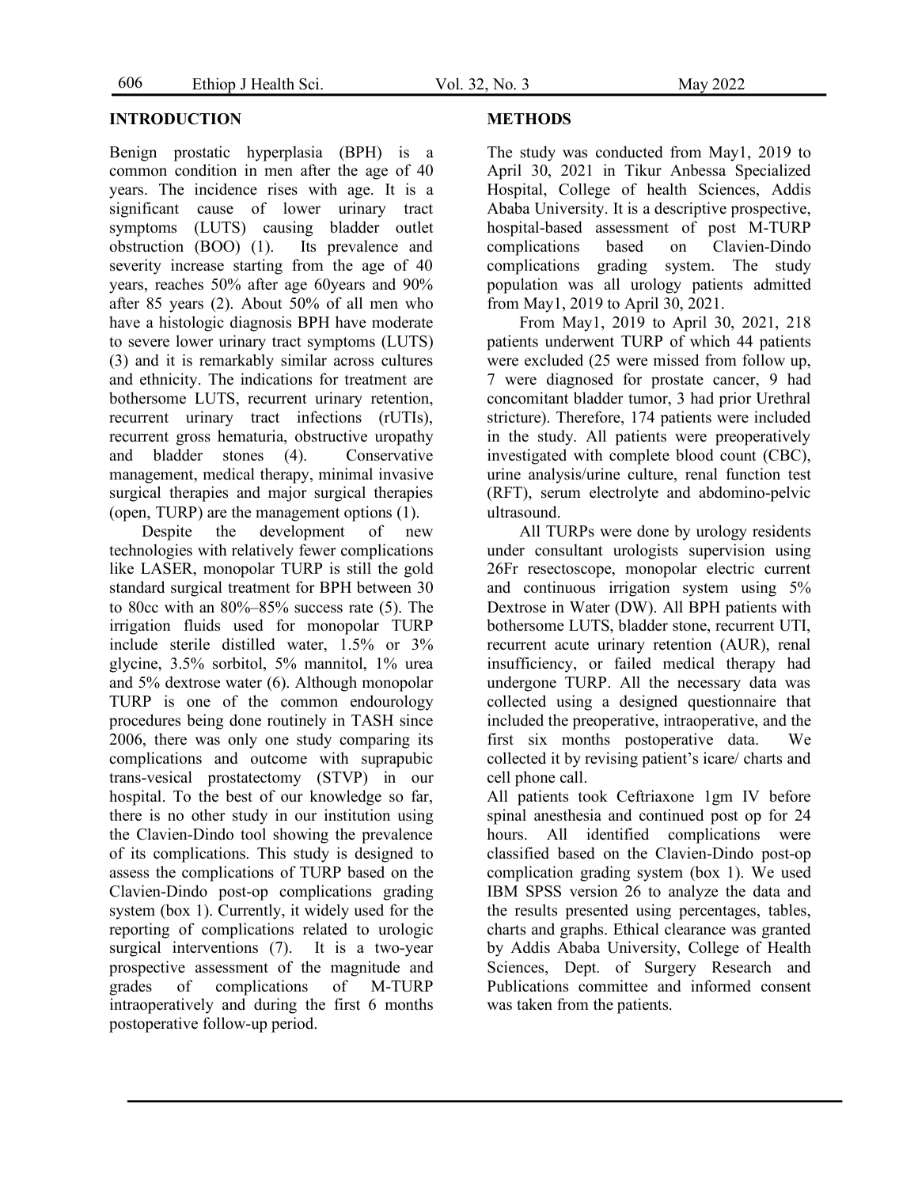## INTRODUCTION

Benign prostatic hyperplasia (BPH) is a common condition in men after the age of 40 years. The incidence rises with age. It is a significant cause of lower urinary tract symptoms (LUTS) causing bladder outlet obstruction (BOO) (1). Its prevalence and severity increase starting from the age of 40 years, reaches 50% after age 60years and 90% after 85 years (2). About 50% of all men who have a histologic diagnosis BPH have moderate to severe lower urinary tract symptoms (LUTS) (3) and it is remarkably similar across cultures and ethnicity. The indications for treatment are bothersome LUTS, recurrent urinary retention, recurrent urinary tract infections (rUTIs), recurrent gross hematuria, obstructive uropathy and bladder stones (4). Conservative management, medical therapy, minimal invasive surgical therapies and major surgical therapies (open, TURP) are the management options (1).

Despite the development of new technologies with relatively fewer complications like LASER, monopolar TURP is still the gold standard surgical treatment for BPH between 30 to 80cc with an 80%–85% success rate (5). The irrigation fluids used for monopolar TURP include sterile distilled water, 1.5% or 3% glycine, 3.5% sorbitol, 5% mannitol, 1% urea and 5% dextrose water (6). Although monopolar TURP is one of the common endourology procedures being done routinely in TASH since 2006, there was only one study comparing its complications and outcome with suprapubic trans-vesical prostatectomy (STVP) in our hospital. To the best of our knowledge so far, there is no other study in our institution using the Clavien-Dindo tool showing the prevalence of its complications. This study is designed to assess the complications of TURP based on the Clavien-Dindo post-op complications grading system (box 1). Currently, it widely used for the reporting of complications related to urologic surgical interventions (7). It is a two-year prospective assessment of the magnitude and grades of complications of M-TURP intraoperatively and during the first 6 months postoperative follow-up period.

## METHODS

The study was conducted from May1, 2019 to April 30, 2021 in Tikur Anbessa Specialized Hospital, College of health Sciences, Addis Ababa University. It is a descriptive prospective, hospital-based assessment of post M-TURP complications based on Clavien-Dindo complications grading system. The study population was all urology patients admitted from May1, 2019 to April 30, 2021.

From May1, 2019 to April 30, 2021, 218 patients underwent TURP of which 44 patients were excluded (25 were missed from follow up, 7 were diagnosed for prostate cancer, 9 had concomitant bladder tumor, 3 had prior Urethral stricture). Therefore, 174 patients were included in the study. All patients were preoperatively investigated with complete blood count (CBC), urine analysis/urine culture, renal function test (RFT), serum electrolyte and abdomino-pelvic ultrasound.

All TURPs were done by urology residents under consultant urologists supervision using 26Fr resectoscope, monopolar electric current and continuous irrigation system using 5% Dextrose in Water (DW). All BPH patients with bothersome LUTS, bladder stone, recurrent UTI, recurrent acute urinary retention (AUR), renal insufficiency, or failed medical therapy had undergone TURP. All the necessary data was collected using a designed questionnaire that included the preoperative, intraoperative, and the first six months postoperative data. We collected it by revising patient's icare/ charts and cell phone call.

All patients took Ceftriaxone 1gm IV before spinal anesthesia and continued post op for 24 hours. All identified complications were classified based on the Clavien-Dindo post-op complication grading system (box 1). We used IBM SPSS version 26 to analyze the data and the results presented using percentages, tables, charts and graphs. Ethical clearance was granted by Addis Ababa University, College of Health Sciences, Dept. of Surgery Research and Publications committee and informed consent was taken from the patients.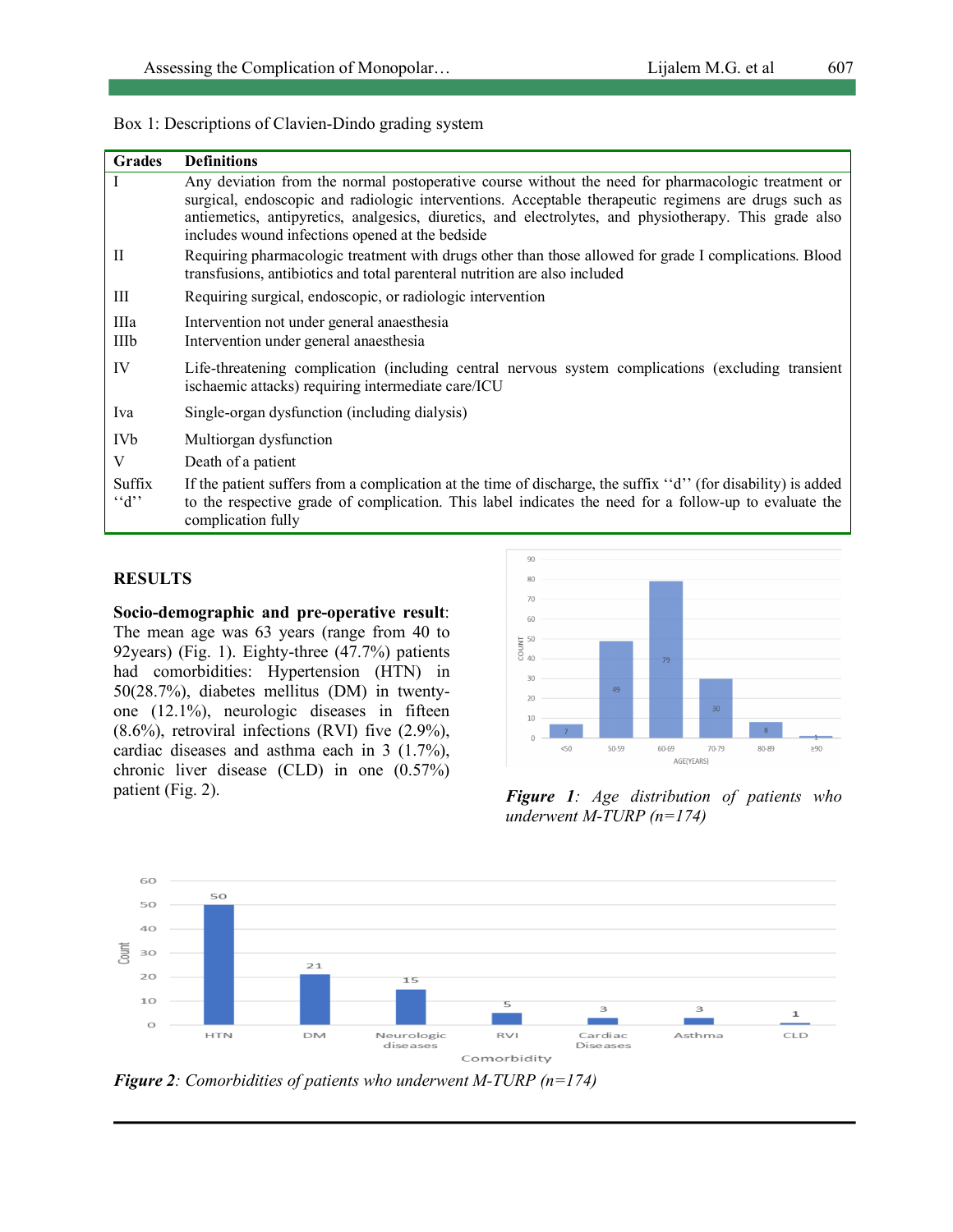Box 1: Descriptions of Clavien-Dindo grading system

| Grades | Definitions |
| --- | --- |
| I | Any deviation from the normal postoperative course without the need for pharmacologic treatment or surgical, endoscopic and radiologic interventions. Acceptable therapeutic regimens are drugs such as antiemetics, antipyretics, analgesics, diuretics, and electrolytes, and physiotherapy. This grade also includes wound infections opened at the bedside |
| II | Requiring pharmacologic treatment with drugs other than those allowed for grade I complications. Blood transfusions, antibiotics and total parenteral nutrition are also included |
| III | Requiring surgical, endoscopic, or radiologic intervention |
| IIIa | Intervention not under general anaesthesia |
| IIIb | Intervention under general anaesthesia |
| IV | Life-threatening complication (including central nervous system complications (excluding transient ischaemic attacks) requiring intermediate care/ICU |
| Iva | Single-organ dysfunction (including dialysis) |
| IVb | Multiorgan dysfunction |
| V | Death of a patient |
| Suffix ''d'' | If the patient suffers from a complication at the time of discharge, the suffix ''d'' (for disability) is added to the respective grade of complication. This label indicates the need for a follow-up to evaluate the complication fully |

## RESULTS

**Socio-demographic and pre-operative result**: The mean age was 63 years (range from 40 to 92years) (Fig. 1). Eighty-three (47.7%) patients had comorbidities: Hypertension (HTN) in 50(28.7%), diabetes mellitus (DM) in twenty-one (12.1%), neurologic diseases in fifteen (8.6%), retroviral infections (RVI) five (2.9%), cardiac diseases and asthma each in 3 (1.7%), chronic liver disease (CLD) in one (0.57%) patient (Fig. 2).

*Figure 1: Age distribution of patients who underwent M-TURP (n=174)*

*Figure 2: Comorbidities of patients who underwent M-TURP (n=174)*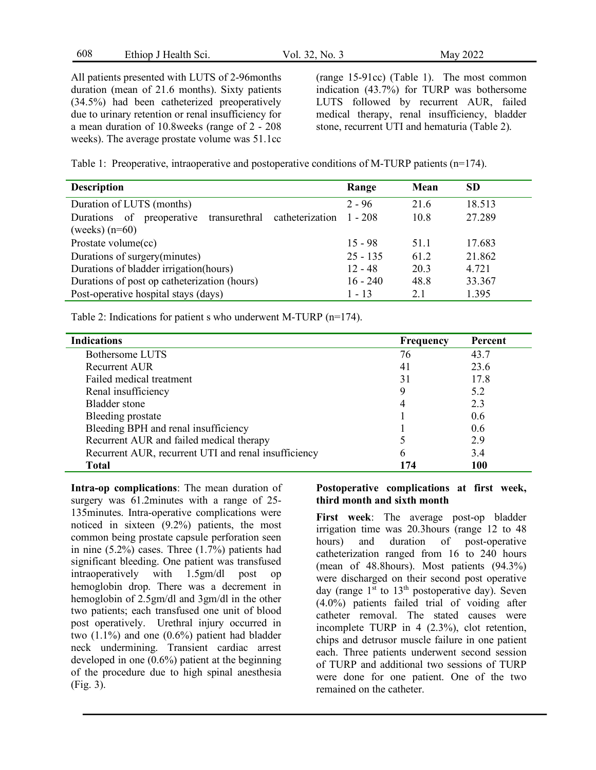All patients presented with LUTS of 2-96months duration (mean of 21.6 months). Sixty patients (34.5%) had been catheterized preoperatively due to urinary retention or renal insufficiency for a mean duration of 10.8weeks (range of 2 - 208 weeks). The average prostate volume was 51.1cc (range 15-91cc) (Table 1). The most common indication (43.7%) for TURP was bothersome LUTS followed by recurrent AUR, failed medical therapy, renal insufficiency, bladder stone, recurrent UTI and hematuria (Table 2).

Table 1: Preoperative, intraoperative and postoperative conditions of M-TURP patients (n=174).

| Description | Range | Mean | SD |
|---|---|---|---|
| Duration of LUTS (months) | 2 - 96 | 21.6 | 18.513 |
| Durations of preoperative transurethral catheterization (weeks) (n=60) | 1 - 208 | 10.8 | 27.289 |
| Prostate volume(cc) | 15 - 98 | 51.1 | 17.683 |
| Durations of surgery(minutes) | 25 - 135 | 61.2 | 21.862 |
| Durations of bladder irrigation(hours) | 12 - 48 | 20.3 | 4.721 |
| Durations of post op catheterization (hours) | 16 - 240 | 48.8 | 33.367 |
| Post-operative hospital stays (days) | 1 - 13 | 2.1 | 1.395 |

Table 2: Indications for patient s who underwent M-TURP (n=174).

| Indications | Frequency | Percent |
|---|---|---|
| Bothersome LUTS | 76 | 43.7 |
| Recurrent AUR | 41 | 23.6 |
| Failed medical treatment | 31 | 17.8 |
| Renal insufficiency | 9 | 5.2 |
| Bladder stone | 4 | 2.3 |
| Bleeding prostate | 1 | 0.6 |
| Bleeding BPH and renal insufficiency | 1 | 0.6 |
| Recurrent AUR and failed medical therapy | 5 | 2.9 |
| Recurrent AUR, recurrent UTI and renal insufficiency | 6 | 3.4 |
| **Total** | **174** | **100** |

**Intra-op complications**: The mean duration of surgery was 61.2minutes with a range of 25-135minutes. Intra-operative complications were noticed in sixteen (9.2%) patients, the most common being prostate capsule perforation seen in nine (5.2%) cases. Three (1.7%) patients had significant bleeding. One patient was transfused intraoperatively with 1.5gm/dl post op hemoglobin drop. There was a decrement in hemoglobin of 2.5gm/dl and 3gm/dl in the other two patients; each transfused one unit of blood post operatively. Urethral injury occurred in two (1.1%) and one (0.6%) patient had bladder neck undermining. Transient cardiac arrest developed in one (0.6%) patient at the beginning of the procedure due to high spinal anesthesia (Fig. 3).

**Postoperative complications at first week, third month and sixth month**

**First week**: The average post-op bladder irrigation time was 20.3hours (range 12 to 48 hours) and duration of post-operative catheterization ranged from 16 to 240 hours (mean of 48.8hours). Most patients (94.3%) were discharged on their second post operative day (range 1st to 13th postoperative day). Seven (4.0%) patients failed trial of voiding after catheter removal. The stated causes were incomplete TURP in 4 (2.3%), clot retention, chips and detrusor muscle failure in one patient each. Three patients underwent second session of TURP and additional two sessions of TURP were done for one patient. One of the two remained on the catheter.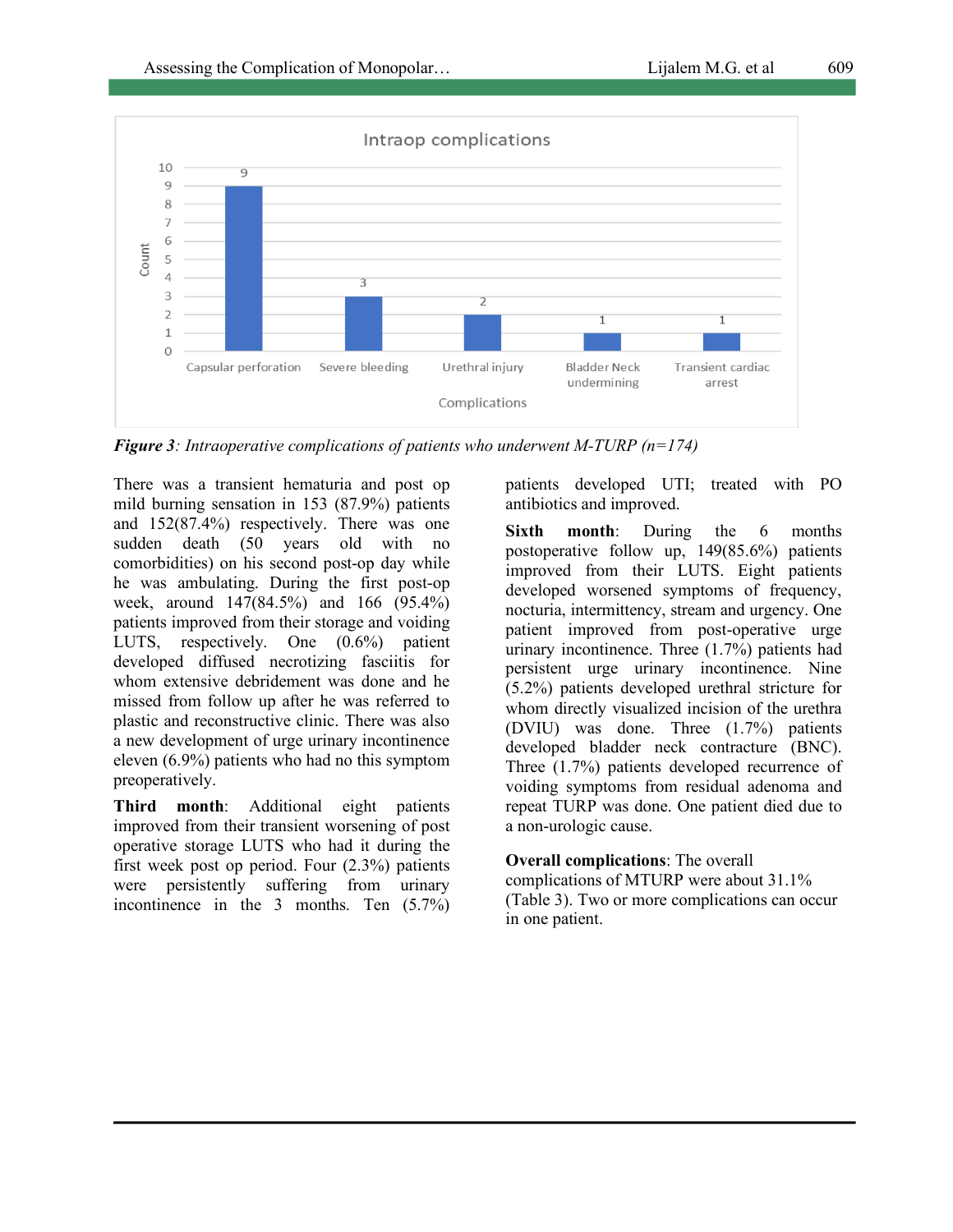Intraop complications

| Complications | Count |
|---|---|
| Capsular perforation | 9 |
| Severe bleeding | 3 |
| Urethral injury | 2 |
| Bladder Neck undermining | 1 |
| Transient cardiac arrest | 1 |

***Figure 3**: Intraoperative complications of patients who underwent M-TURP (n=174)*

There was a transient hematuria and post op mild burning sensation in 153 (87.9%) patients and 152(87.4%) respectively. There was one sudden death (50 years old with no comorbidities) on his second post-op day while he was ambulating. During the first post-op week, around 147(84.5%) and 166 (95.4%) patients improved from their storage and voiding LUTS, respectively. One (0.6%) patient developed diffused necrotizing fasciitis for whom extensive debridement was done and he missed from follow up after he was referred to plastic and reconstructive clinic. There was also a new development of urge urinary incontinence eleven (6.9%) patients who had no this symptom preoperatively.

**Third month**: Additional eight patients improved from their transient worsening of post operative storage LUTS who had it during the first week post op period. Four (2.3%) patients were persistently suffering from urinary incontinence in the 3 months. Ten (5.7%) patients developed UTI; treated with PO antibiotics and improved.

**Sixth month**: During the 6 months postoperative follow up, 149(85.6%) patients improved from their LUTS. Eight patients developed worsened symptoms of frequency, nocturia, intermittency, stream and urgency. One patient improved from post-operative urge urinary incontinence. Three (1.7%) patients had persistent urge urinary incontinence. Nine (5.2%) patients developed urethral stricture for whom directly visualized incision of the urethra (DVIU) was done. Three (1.7%) patients developed bladder neck contracture (BNC). Three (1.7%) patients developed recurrence of voiding symptoms from residual adenoma and repeat TURP was done. One patient died due to a non-urologic cause.

**Overall complications**: The overall complications of MTURP were about 31.1% (Table 3). Two or more complications can occur in one patient.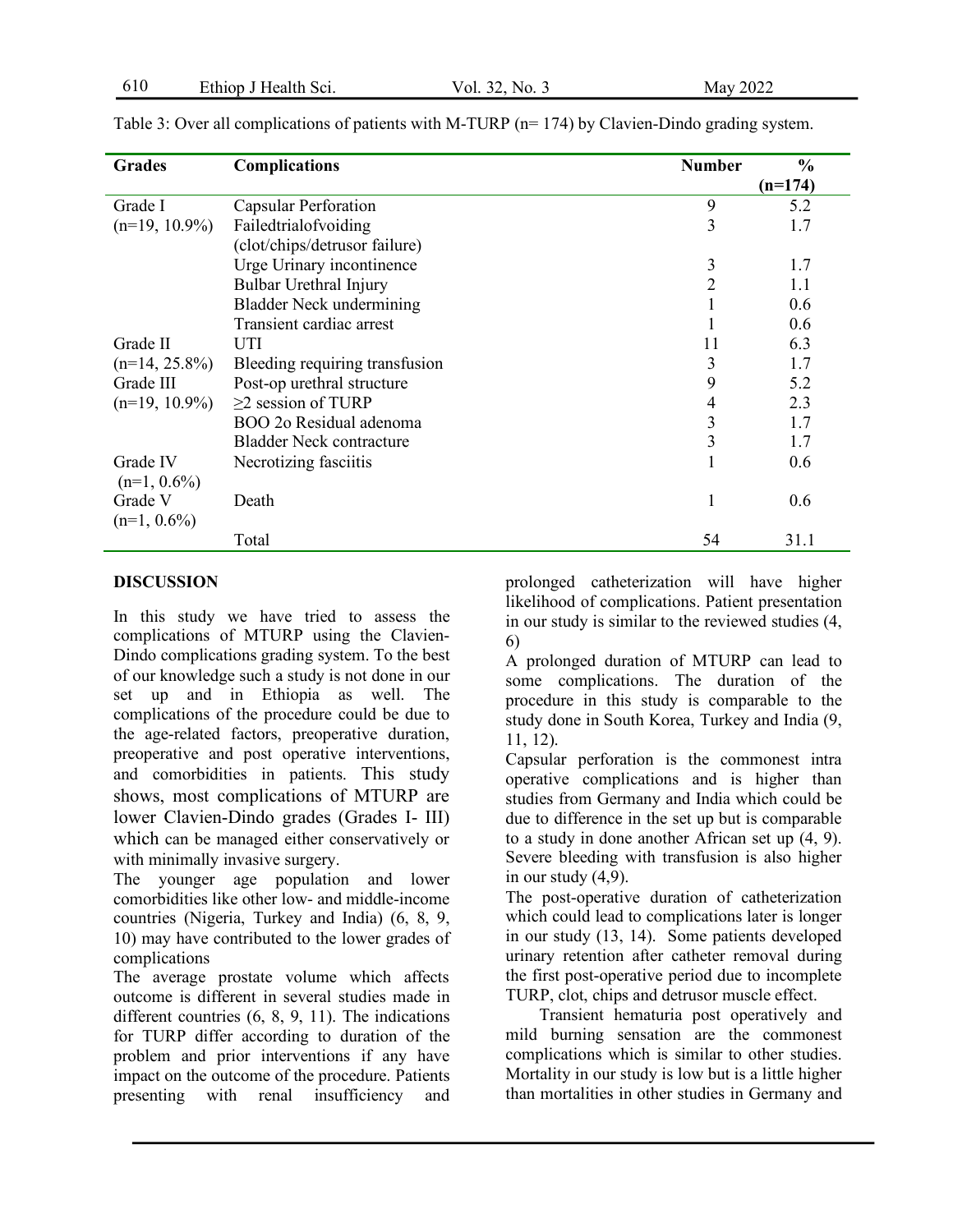Table 3: Over all complications of patients with M-TURP (n= 174) by Clavien-Dindo grading system.

| Grades | Complications | Number | % (n=174) |
|---|---|---|---|
| Grade I (n=19, 10.9%) | Capsular Perforation | 9 | 5.2 |
| | Failedtrialofvoiding (clot/chips/detrusor failure) | 3 | 1.7 |
| | Urge Urinary incontinence | 3 | 1.7 |
| | Bulbar Urethral Injury | 2 | 1.1 |
| | Bladder Neck undermining | 1 | 0.6 |
| | Transient cardiac arrest | 1 | 0.6 |
| Grade II (n=14, 25.8%) | UTI | 11 | 6.3 |
| | Bleeding requiring transfusion | 3 | 1.7 |
| Grade III (n=19, 10.9%) | Post-op urethral structure | 9 | 5.2 |
| | ≥2 session of TURP | 4 | 2.3 |
| | BOO 2o Residual adenoma | 3 | 1.7 |
| | Bladder Neck contracture | 3 | 1.7 |
| Grade IV (n=1, 0.6%) | Necrotizing fasciitis | 1 | 0.6 |
| Grade V (n=1, 0.6%) | Death | 1 | 0.6 |
| | Total | 54 | 31.1 |

## DISCUSSION

In this study we have tried to assess the complications of MTURP using the Clavien-Dindo complications grading system. To the best of our knowledge such a study is not done in our set up and in Ethiopia as well. The complications of the procedure could be due to the age-related factors, preoperative duration, preoperative and post operative interventions, and comorbidities in patients. This study shows, most complications of MTURP are lower Clavien-Dindo grades (Grades I- III) which can be managed either conservatively or with minimally invasive surgery.

The younger age population and lower comorbidities like other low- and middle-income countries (Nigeria, Turkey and India) (6, 8, 9, 10) may have contributed to the lower grades of complications

The average prostate volume which affects outcome is different in several studies made in different countries (6, 8, 9, 11). The indications for TURP differ according to duration of the problem and prior interventions if any have impact on the outcome of the procedure. Patients presenting with renal insufficiency and prolonged catheterization will have higher likelihood of complications. Patient presentation in our study is similar to the reviewed studies (4, 6)

A prolonged duration of MTURP can lead to some complications. The duration of the procedure in this study is comparable to the study done in South Korea, Turkey and India (9, 11, 12).

Capsular perforation is the commonest intra operative complications and is higher than studies from Germany and India which could be due to difference in the set up but is comparable to a study in done another African set up (4, 9). Severe bleeding with transfusion is also higher in our study (4,9).

The post-operative duration of catheterization which could lead to complications later is longer in our study (13, 14). Some patients developed urinary retention after catheter removal during the first post-operative period due to incomplete TURP, clot, chips and detrusor muscle effect.

Transient hematuria post operatively and mild burning sensation are the commonest complications which is similar to other studies. Mortality in our study is low but is a little higher than mortalities in other studies in Germany and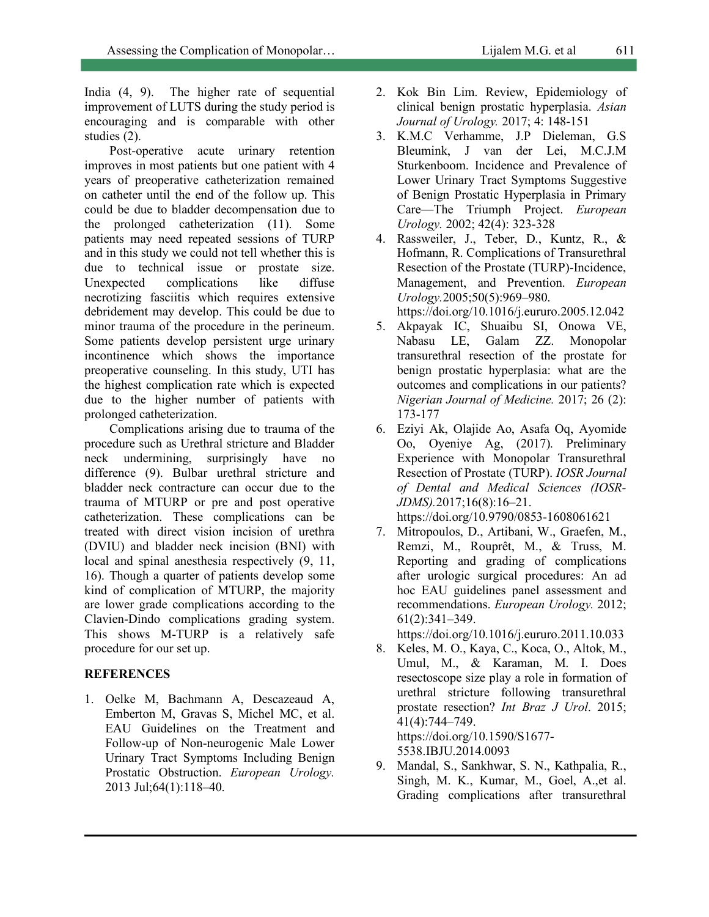India (4, 9). The higher rate of sequential improvement of LUTS during the study period is encouraging and is comparable with other studies (2).

Post-operative acute urinary retention improves in most patients but one patient with 4 years of preoperative catheterization remained on catheter until the end of the follow up. This could be due to bladder decompensation due to the prolonged catheterization (11). Some patients may need repeated sessions of TURP and in this study we could not tell whether this is due to technical issue or prostate size. Unexpected complications like diffuse necrotizing fasciitis which requires extensive debridement may develop. This could be due to minor trauma of the procedure in the perineum. Some patients develop persistent urge urinary incontinence which shows the importance preoperative counseling. In this study, UTI has the highest complication rate which is expected due to the higher number of patients with prolonged catheterization.

Complications arising due to trauma of the procedure such as Urethral stricture and Bladder neck undermining, surprisingly have no difference (9). Bulbar urethral stricture and bladder neck contracture can occur due to the trauma of MTURP or pre and post operative catheterization. These complications can be treated with direct vision incision of urethra (DVIU) and bladder neck incision (BNI) with local and spinal anesthesia respectively (9, 11, 16). Though a quarter of patients develop some kind of complication of MTURP, the majority are lower grade complications according to the Clavien-Dindo complications grading system. This shows M-TURP is a relatively safe procedure for our set up.

## REFERENCES

1. Oelke M, Bachmann A, Descazeaud A, Emberton M, Gravas S, Michel MC, et al. EAU Guidelines on the Treatment and Follow-up of Non-neurogenic Male Lower Urinary Tract Symptoms Including Benign Prostatic Obstruction. *European Urology.* 2013 Jul;64(1):118–40.
2. Kok Bin Lim. Review, Epidemiology of clinical benign prostatic hyperplasia. *Asian Journal of Urology.* 2017; 4: 148-151
3. K.M.C Verhamme, J.P Dieleman, G.S Bleumink, J van der Lei, M.C.J.M Sturkenboom. Incidence and Prevalence of Lower Urinary Tract Symptoms Suggestive of Benign Prostatic Hyperplasia in Primary Care—The Triumph Project. *European Urology.* 2002; 42(4): 323-328
4. Rassweiler, J., Teber, D., Kuntz, R., & Hofmann, R. Complications of Transurethral Resection of the Prostate (TURP)-Incidence, Management, and Prevention. *European Urology.*2005;50(5):969–980. https://doi.org/10.1016/j.eururo.2005.12.042
5. Akpayak IC, Shuaibu SI, Onowa VE, Nabasu LE, Galam ZZ. Monopolar transurethral resection of the prostate for benign prostatic hyperplasia: what are the outcomes and complications in our patients? *Nigerian Journal of Medicine.* 2017; 26 (2): 173-177
6. Eziyi Ak, Olajide Ao, Asafa Oq, Ayomide Oo, Oyeniye Ag, (2017). Preliminary Experience with Monopolar Transurethral Resection of Prostate (TURP). *IOSR Journal of Dental and Medical Sciences (IOSR-JDMS).*2017;16(8):16–21. https://doi.org/10.9790/0853-1608061621
7. Mitropoulos, D., Artibani, W., Graefen, M., Remzi, M., Rouprêt, M., & Truss, M. Reporting and grading of complications after urologic surgical procedures: An ad hoc EAU guidelines panel assessment and recommendations. *European Urology.* 2012; 61(2):341–349. https://doi.org/10.1016/j.eururo.2011.10.033
8. Keles, M. O., Kaya, C., Koca, O., Altok, M., Umul, M., & Karaman, M. I. Does resectoscope size play a role in formation of urethral stricture following transurethral prostate resection? *Int Braz J Urol*. 2015; 41(4):744–749. https://doi.org/10.1590/S1677-5538.IBJU.2014.0093
9. Mandal, S., Sankhwar, S. N., Kathpalia, R., Singh, M. K., Kumar, M., Goel, A.,et al. Grading complications after transurethral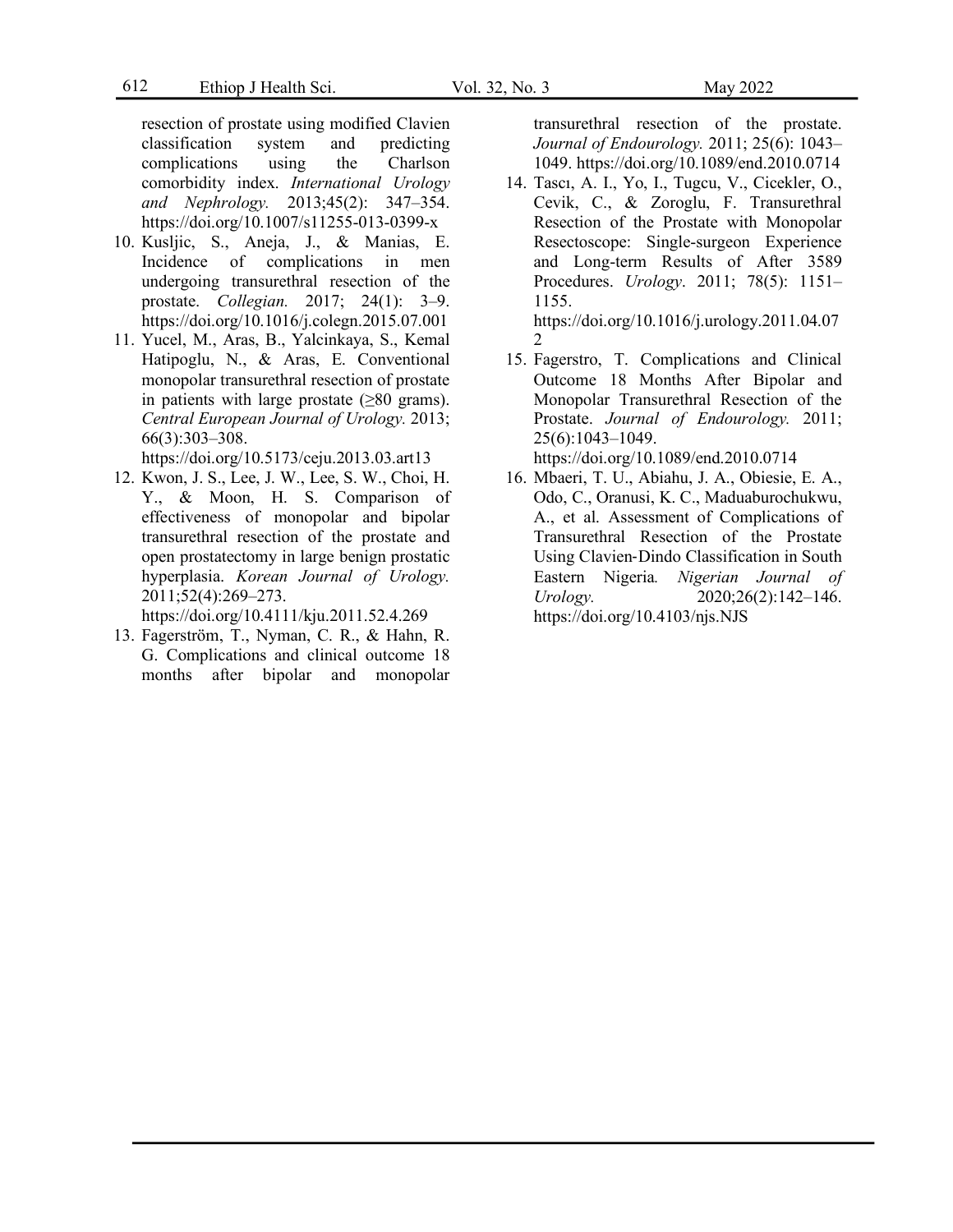resection of prostate using modified Clavien classification system and predicting complications using the Charlson comorbidity index. *International Urology and Nephrology.* 2013;45(2): 347–354. https://doi.org/10.1007/s11255-013-0399-x

10. Kusljic, S., Aneja, J., & Manias, E. Incidence of complications in men undergoing transurethral resection of the prostate. *Collegian.* 2017; 24(1): 3–9. https://doi.org/10.1016/j.colegn.2015.07.001
11. Yucel, M., Aras, B., Yalcinkaya, S., Kemal Hatipoglu, N., & Aras, E. Conventional monopolar transurethral resection of prostate in patients with large prostate (≥80 grams). *Central European Journal of Urology.* 2013; 66(3):303–308. https://doi.org/10.5173/ceju.2013.03.art13
12. Kwon, J. S., Lee, J. W., Lee, S. W., Choi, H. Y., & Moon, H. S. Comparison of effectiveness of monopolar and bipolar transurethral resection of the prostate and open prostatectomy in large benign prostatic hyperplasia. *Korean Journal of Urology.* 2011;52(4):269–273. https://doi.org/10.4111/kju.2011.52.4.269
13. Fagerström, T., Nyman, C. R., & Hahn, R. G. Complications and clinical outcome 18 months after bipolar and monopolar transurethral resection of the prostate. *Journal of Endourology.* 2011; 25(6): 1043–1049. https://doi.org/10.1089/end.2010.0714
14. Tascı, A. I., Yo, I., Tugcu, V., Cicekler, O., Cevik, C., & Zoroglu, F. Transurethral Resection of the Prostate with Monopolar Resectoscope: Single-surgeon Experience and Long-term Results of After 3589 Procedures. *Urology*. 2011; 78(5): 1151–1155. https://doi.org/10.1016/j.urology.2011.04.072
15. Fagerstro, T. Complications and Clinical Outcome 18 Months After Bipolar and Monopolar Transurethral Resection of the Prostate. *Journal of Endourology.* 2011; 25(6):1043–1049. https://doi.org/10.1089/end.2010.0714
16. Mbaeri, T. U., Abiahu, J. A., Obiesie, E. A., Odo, C., Oranusi, K. C., Maduaburochukwu, A., et al. Assessment of Complications of Transurethral Resection of the Prostate Using Clavien-Dindo Classification in South Eastern Nigeria. *Nigerian Journal of Urology.* 2020;26(2):142–146. https://doi.org/10.4103/njs.NJS